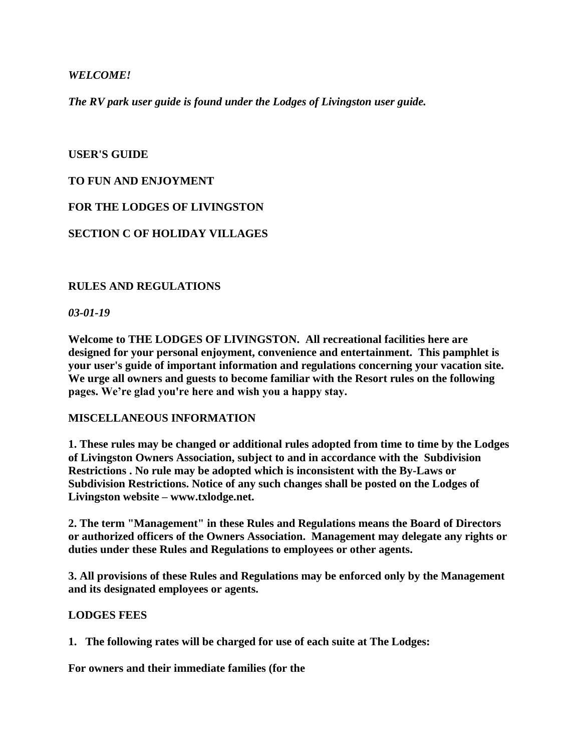*WELCOME!*

*The RV park user guide is found under the Lodges of Livingston user guide.*

**USER'S GUIDE**

**TO FUN AND ENJOYMENT**

**FOR THE LODGES OF LIVINGSTON**

**SECTION C OF HOLIDAY VILLAGES**

**RULES AND REGULATIONS**

*03-01-19*

**Welcome to THE LODGES OF LIVINGSTON. All recreational facilities here are designed for your personal enjoyment, convenience and entertainment. This pamphlet is your user's guide of important information and regulations concerning your vacation site. We urge all owners and guests to become familiar with the Resort rules on the following pages. We're glad you're here and wish you a happy stay.**

**MISCELLANEOUS INFORMATION**

**1. These rules may be changed or additional rules adopted from time to time by the Lodges of Livingston Owners Association, subject to and in accordance with the Subdivision Restrictions . No rule may be adopted which is inconsistent with the By-Laws or Subdivision Restrictions. Notice of any such changes shall be posted on the Lodges of Livingston website – www.txlodge.net.**

**2. The term "Management" in these Rules and Regulations means the Board of Directors or authorized officers of the Owners Association. Management may delegate any rights or duties under these Rules and Regulations to employees or other agents.**

**3. All provisions of these Rules and Regulations may be enforced only by the Management and its designated employees or agents.**

**LODGES FEES**

**1. The following rates will be charged for use of each suite at The Lodges:**

**For owners and their immediate families (for the**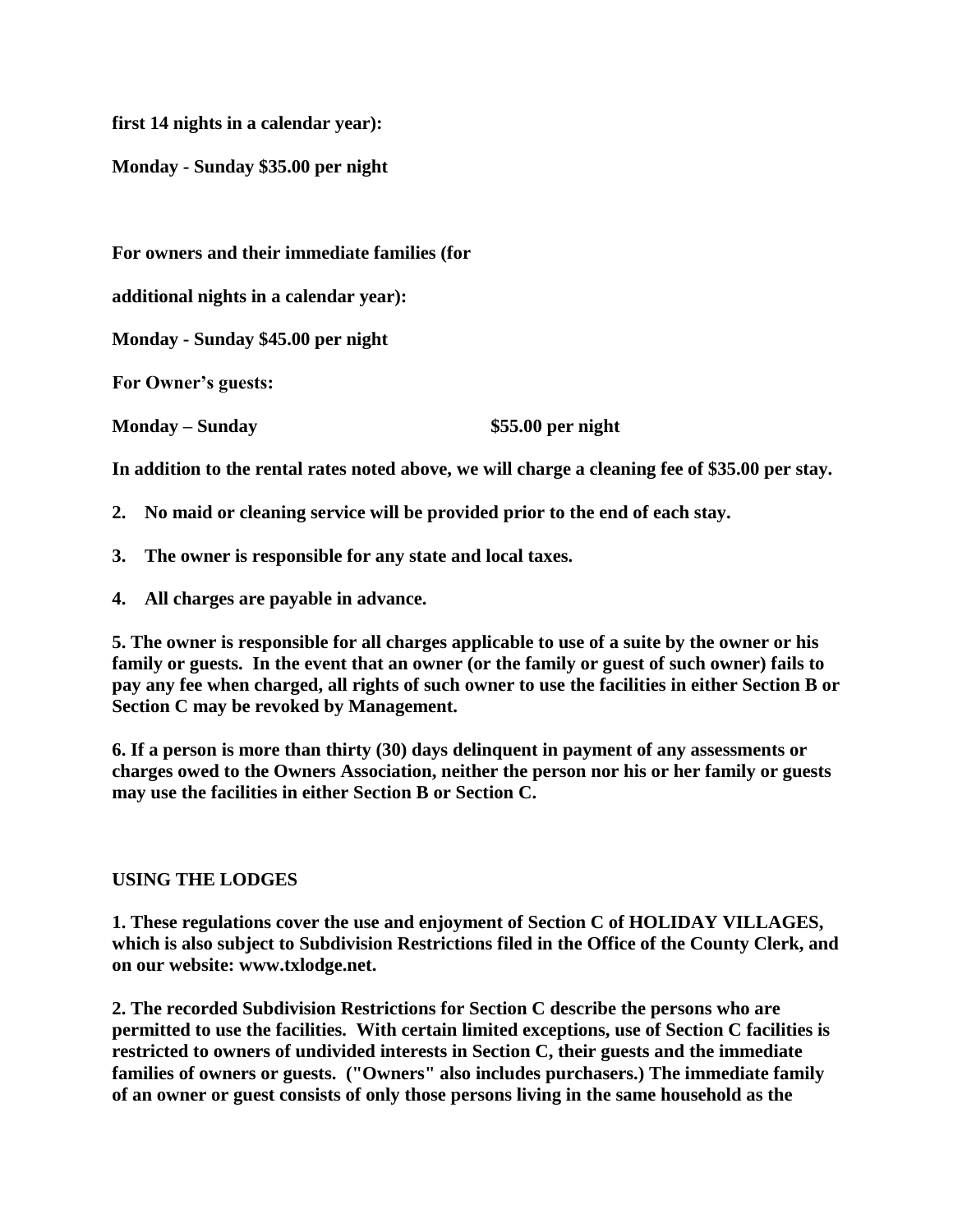**first 14 nights in a calendar year):**

**Monday - Sunday $35.00 per night**

**For owners and their immediate families (for**

**additional nights in a calendar year):**

**Monday - Sunday $45.00 per night**

**For Owner's guests:**

**Monday – Sunday $55.00 per night**

**In addition to the rental rates noted above, we will charge a cleaning fee of $35.00 per stay.**

**2. No maid or cleaning service will be provided prior to the end of each stay.**

**3. The owner is responsible for any state and local taxes.**

**4. All charges are payable in advance.**

**5. The owner is responsible for all charges applicable to use of a suite by the owner or his family or guests. In the event that an owner (or the family or guest of such owner) fails to pay any fee when charged, all rights of such owner to use the facilities in either Section B or Section C may be revoked by Management.**

**6. If a person is more than thirty (30) days delinquent in payment of any assessments or charges owed to the Owners Association, neither the person nor his or her family or guests may use the facilities in either Section B or Section C.**

## USING THE LODGES

**1. These regulations cover the use and enjoyment of Section C of HOLIDAY VILLAGES, which is also subject to Subdivision Restrictions filed in the Office of the County Clerk, and on our website: www.txlodge.net.**

**2. The recorded Subdivision Restrictions for Section C describe the persons who are permitted to use the facilities. With certain limited exceptions, use of Section C facilities is restricted to owners of undivided interests in Section C, their guests and the immediate families of owners or guests. ("Owners" also includes purchasers.) The immediate family of an owner or guest consists of only those persons living in the same household as the**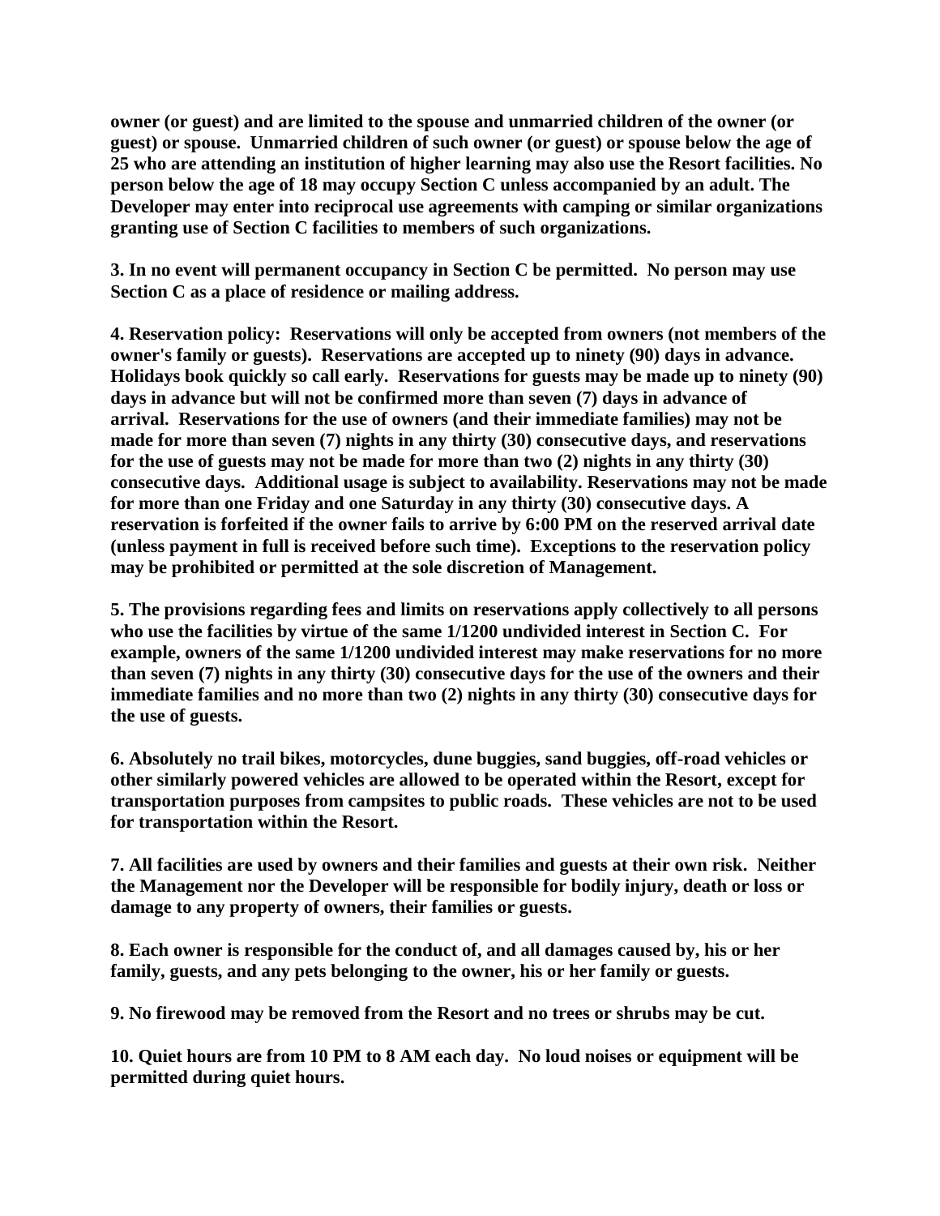**owner (or guest) and are limited to the spouse and unmarried children of the owner (or guest) or spouse. Unmarried children of such owner (or guest) or spouse below the age of 25 who are attending an institution of higher learning may also use the Resort facilities. No person below the age of 18 may occupy Section C unless accompanied by an adult. The Developer may enter into reciprocal use agreements with camping or similar organizations granting use of Section C facilities to members of such organizations.**

**3. In no event will permanent occupancy in Section C be permitted. No person may use Section C as a place of residence or mailing address.**

**4. Reservation policy: Reservations will only be accepted from owners (not members of the owner's family or guests). Reservations are accepted up to ninety (90) days in advance. Holidays book quickly so call early. Reservations for guests may be made up to ninety (90) days in advance but will not be confirmed more than seven (7) days in advance of arrival. Reservations for the use of owners (and their immediate families) may not be made for more than seven (7) nights in any thirty (30) consecutive days, and reservations for the use of guests may not be made for more than two (2) nights in any thirty (30) consecutive days. Additional usage is subject to availability. Reservations may not be made for more than one Friday and one Saturday in any thirty (30) consecutive days. A reservation is forfeited if the owner fails to arrive by 6:00 PM on the reserved arrival date (unless payment in full is received before such time). Exceptions to the reservation policy may be prohibited or permitted at the sole discretion of Management.**

**5. The provisions regarding fees and limits on reservations apply collectively to all persons who use the facilities by virtue of the same 1/1200 undivided interest in Section C. For example, owners of the same 1/1200 undivided interest may make reservations for no more than seven (7) nights in any thirty (30) consecutive days for the use of the owners and their immediate families and no more than two (2) nights in any thirty (30) consecutive days for the use of guests.**

**6. Absolutely no trail bikes, motorcycles, dune buggies, sand buggies, off-road vehicles or other similarly powered vehicles are allowed to be operated within the Resort, except for transportation purposes from campsites to public roads. These vehicles are not to be used for transportation within the Resort.**

**7. All facilities are used by owners and their families and guests at their own risk. Neither the Management nor the Developer will be responsible for bodily injury, death or loss or damage to any property of owners, their families or guests.**

**8. Each owner is responsible for the conduct of, and all damages caused by, his or her family, guests, and any pets belonging to the owner, his or her family or guests.**

**9. No firewood may be removed from the Resort and no trees or shrubs may be cut.**

**10. Quiet hours are from 10 PM to 8 AM each day. No loud noises or equipment will be permitted during quiet hours.**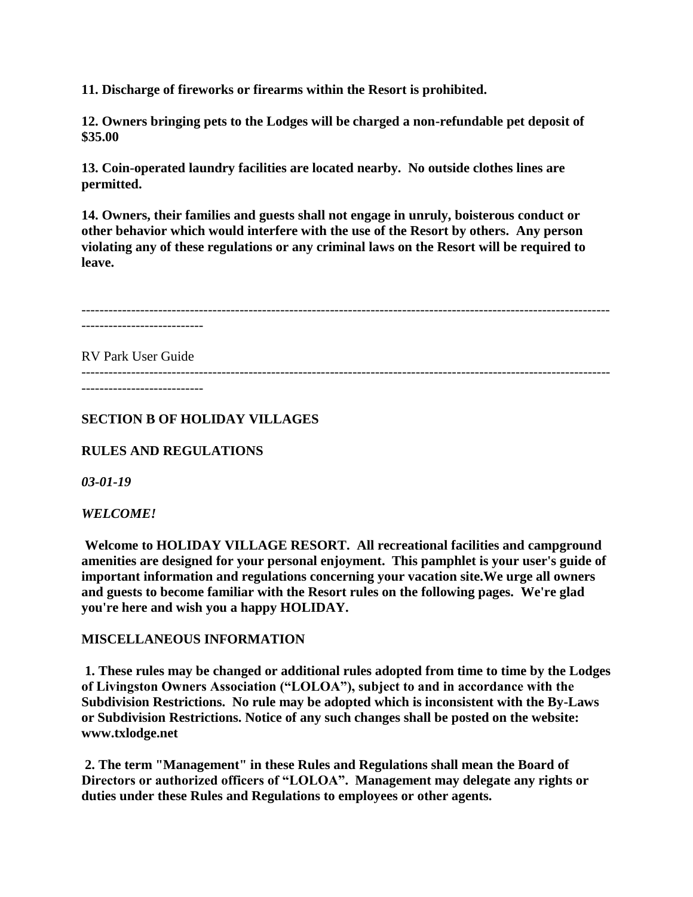**11. Discharge of fireworks or firearms within the Resort is prohibited.**

**12. Owners bringing pets to the Lodges will be charged a non-refundable pet deposit of $35.00**

**13. Coin-operated laundry facilities are located nearby. No outside clothes lines are permitted.**

**14. Owners, their families and guests shall not engage in unruly, boisterous conduct or other behavior which would interfere with the use of the Resort by others. Any person violating any of these regulations or any criminal laws on the Resort will be required to leave.**

---

RV Park User Guide

---

**SECTION B OF HOLIDAY VILLAGES**

**RULES AND REGULATIONS**

***03-01-19***

***WELCOME!***

**Welcome to HOLIDAY VILLAGE RESORT. All recreational facilities and campground amenities are designed for your personal enjoyment. This pamphlet is your user's guide of important information and regulations concerning your vacation site.We urge all owners and guests to become familiar with the Resort rules on the following pages. We're glad you're here and wish you a happy HOLIDAY.**

**MISCELLANEOUS INFORMATION**

**1. These rules may be changed or additional rules adopted from time to time by the Lodges of Livingston Owners Association ("LOLOA"), subject to and in accordance with the Subdivision Restrictions. No rule may be adopted which is inconsistent with the By-Laws or Subdivision Restrictions. Notice of any such changes shall be posted on the website: www.txlodge.net**

**2. The term "Management" in these Rules and Regulations shall mean the Board of Directors or authorized officers of "LOLOA". Management may delegate any rights or duties under these Rules and Regulations to employees or other agents.**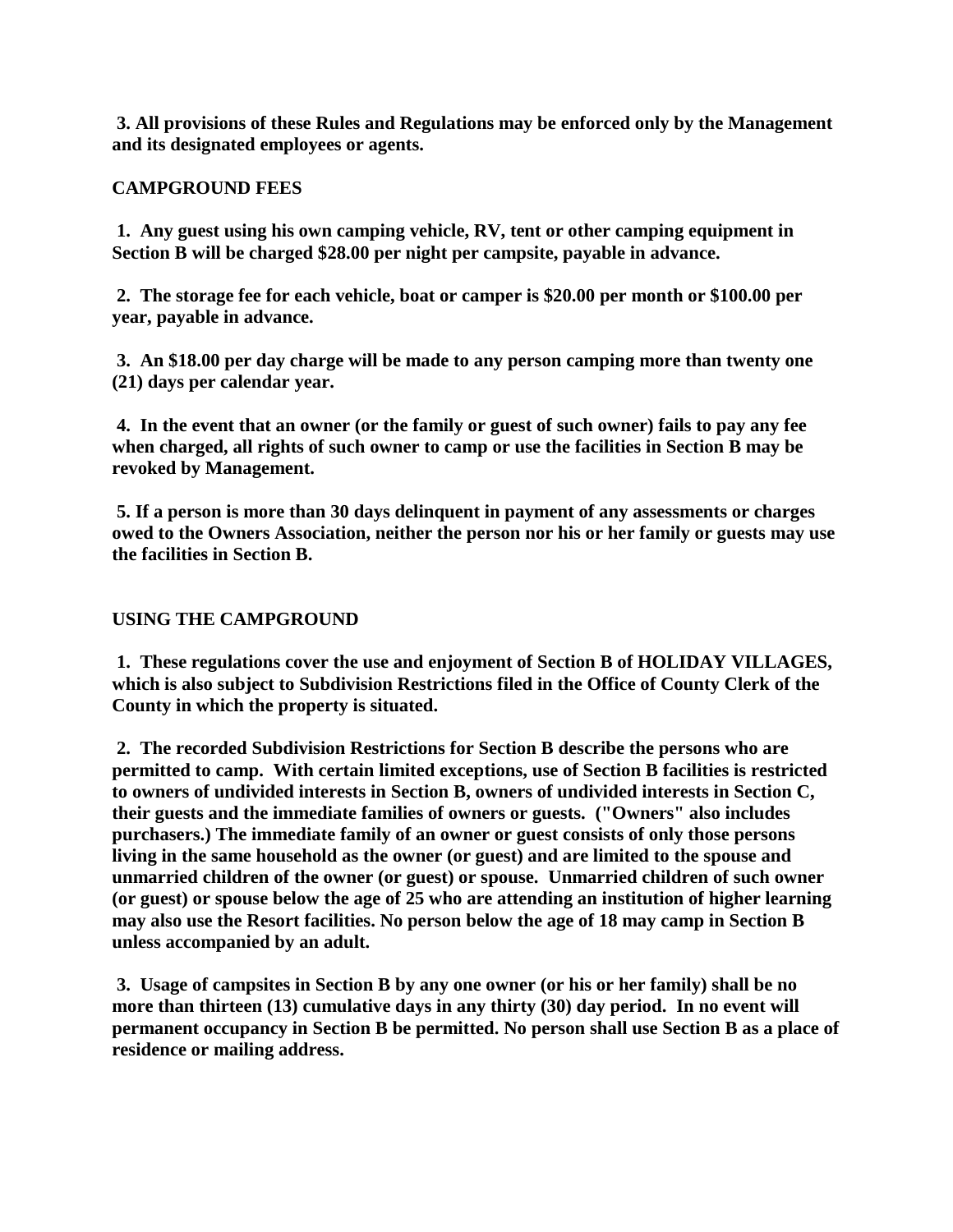**3. All provisions of these Rules and Regulations may be enforced only by the Management and its designated employees or agents.**

## CAMPGROUND FEES

**1. Any guest using his own camping vehicle, RV, tent or other camping equipment in Section B will be charged $28.00 per night per campsite, payable in advance.**

**2. The storage fee for each vehicle, boat or camper is $20.00 per month or $100.00 per year, payable in advance.**

**3. An $18.00 per day charge will be made to any person camping more than twenty one (21) days per calendar year.**

**4. In the event that an owner (or the family or guest of such owner) fails to pay any fee when charged, all rights of such owner to camp or use the facilities in Section B may be revoked by Management.**

**5. If a person is more than 30 days delinquent in payment of any assessments or charges owed to the Owners Association, neither the person nor his or her family or guests may use the facilities in Section B.**

## USING THE CAMPGROUND

**1. These regulations cover the use and enjoyment of Section B of HOLIDAY VILLAGES, which is also subject to Subdivision Restrictions filed in the Office of County Clerk of the County in which the property is situated.**

**2. The recorded Subdivision Restrictions for Section B describe the persons who are permitted to camp. With certain limited exceptions, use of Section B facilities is restricted to owners of undivided interests in Section B, owners of undivided interests in Section C, their guests and the immediate families of owners or guests. ("Owners" also includes purchasers.) The immediate family of an owner or guest consists of only those persons living in the same household as the owner (or guest) and are limited to the spouse and unmarried children of the owner (or guest) or spouse. Unmarried children of such owner (or guest) or spouse below the age of 25 who are attending an institution of higher learning may also use the Resort facilities. No person below the age of 18 may camp in Section B unless accompanied by an adult.**

**3. Usage of campsites in Section B by any one owner (or his or her family) shall be no more than thirteen (13) cumulative days in any thirty (30) day period. In no event will permanent occupancy in Section B be permitted. No person shall use Section B as a place of residence or mailing address.**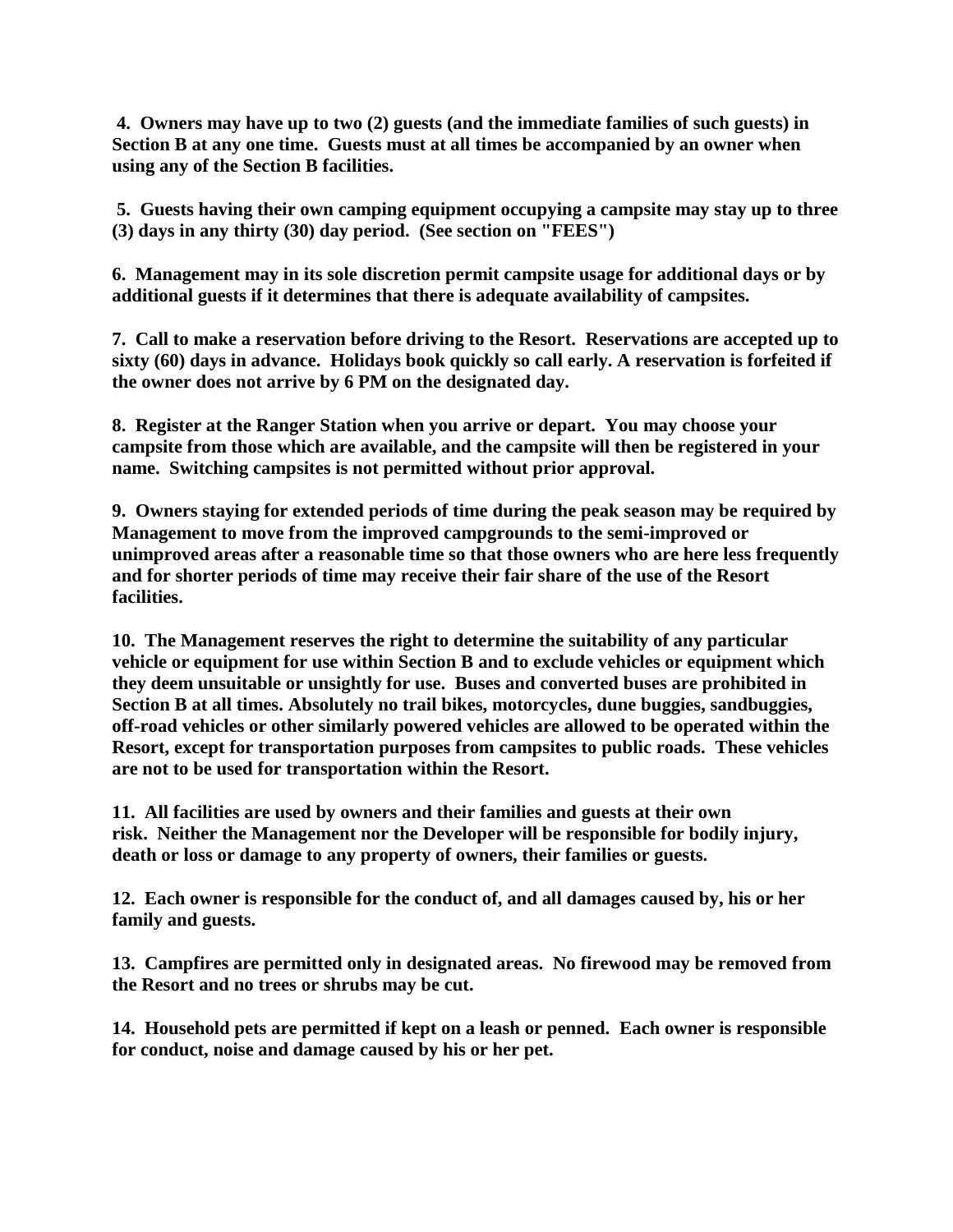**4. Owners may have up to two (2) guests (and the immediate families of such guests) in Section B at any one time. Guests must at all times be accompanied by an owner when using any of the Section B facilities.**

**5. Guests having their own camping equipment occupying a campsite may stay up to three (3) days in any thirty (30) day period. (See section on "FEES")**

**6. Management may in its sole discretion permit campsite usage for additional days or by additional guests if it determines that there is adequate availability of campsites.**

**7. Call to make a reservation before driving to the Resort. Reservations are accepted up to sixty (60) days in advance. Holidays book quickly so call early. A reservation is forfeited if the owner does not arrive by 6 PM on the designated day.**

**8. Register at the Ranger Station when you arrive or depart. You may choose your campsite from those which are available, and the campsite will then be registered in your name. Switching campsites is not permitted without prior approval.**

**9. Owners staying for extended periods of time during the peak season may be required by Management to move from the improved campgrounds to the semi-improved or unimproved areas after a reasonable time so that those owners who are here less frequently and for shorter periods of time may receive their fair share of the use of the Resort facilities.**

**10. The Management reserves the right to determine the suitability of any particular vehicle or equipment for use within Section B and to exclude vehicles or equipment which they deem unsuitable or unsightly for use. Buses and converted buses are prohibited in Section B at all times. Absolutely no trail bikes, motorcycles, dune buggies, sandbuggies, off-road vehicles or other similarly powered vehicles are allowed to be operated within the Resort, except for transportation purposes from campsites to public roads. These vehicles are not to be used for transportation within the Resort.**

**11. All facilities are used by owners and their families and guests at their own risk. Neither the Management nor the Developer will be responsible for bodily injury, death or loss or damage to any property of owners, their families or guests.**

**12. Each owner is responsible for the conduct of, and all damages caused by, his or her family and guests.**

**13. Campfires are permitted only in designated areas. No firewood may be removed from the Resort and no trees or shrubs may be cut.**

**14. Household pets are permitted if kept on a leash or penned. Each owner is responsible for conduct, noise and damage caused by his or her pet.**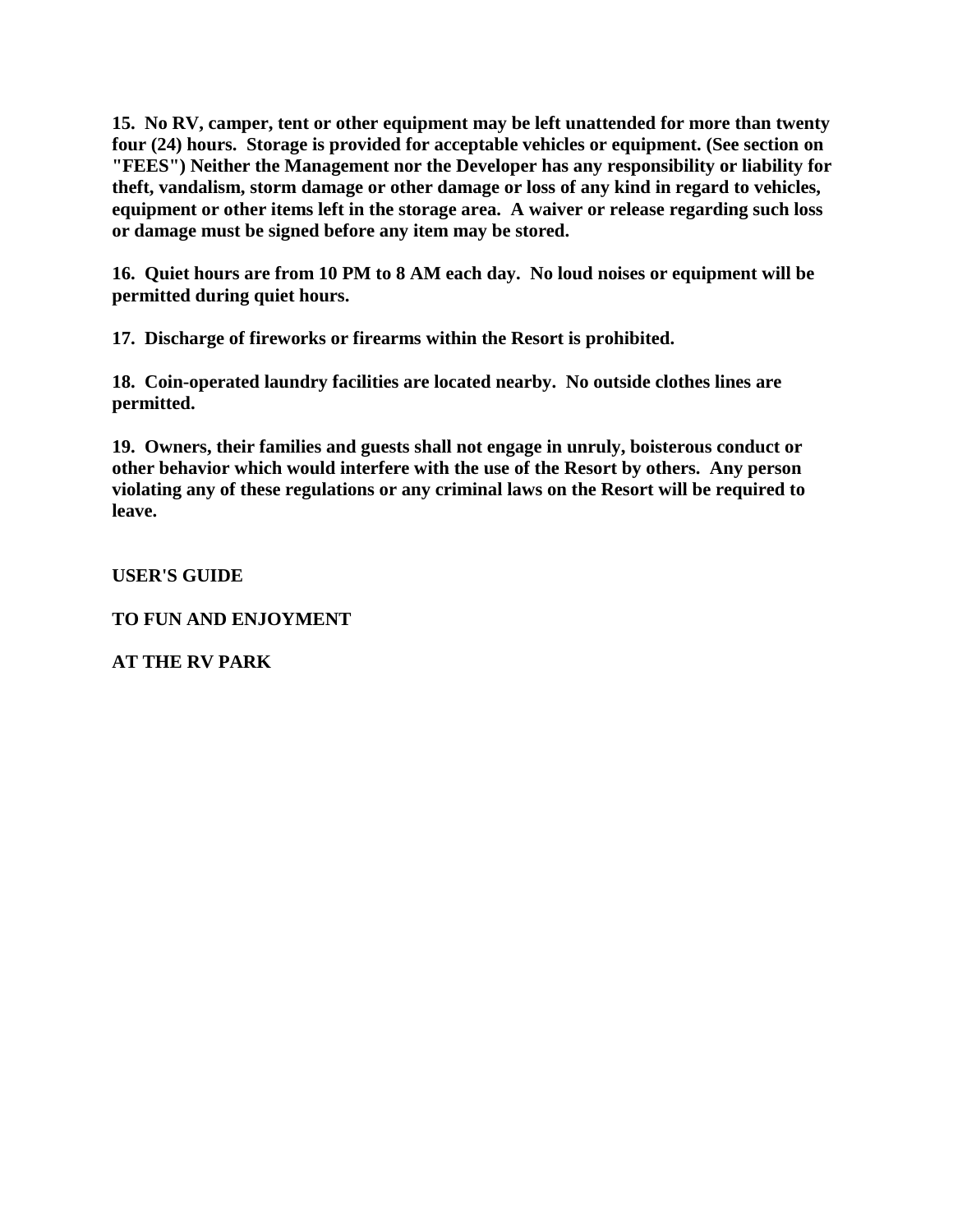**15. No RV, camper, tent or other equipment may be left unattended for more than twenty four (24) hours. Storage is provided for acceptable vehicles or equipment. (See section on "FEES") Neither the Management nor the Developer has any responsibility or liability for theft, vandalism, storm damage or other damage or loss of any kind in regard to vehicles, equipment or other items left in the storage area. A waiver or release regarding such loss or damage must be signed before any item may be stored.**

**16. Quiet hours are from 10 PM to 8 AM each day. No loud noises or equipment will be permitted during quiet hours.**

**17. Discharge of fireworks or firearms within the Resort is prohibited.**

**18. Coin-operated laundry facilities are located nearby. No outside clothes lines are permitted.**

**19. Owners, their families and guests shall not engage in unruly, boisterous conduct or other behavior which would interfere with the use of the Resort by others. Any person violating any of these regulations or any criminal laws on the Resort will be required to leave.**

**USER'S GUIDE**

**TO FUN AND ENJOYMENT**

**AT THE RV PARK**